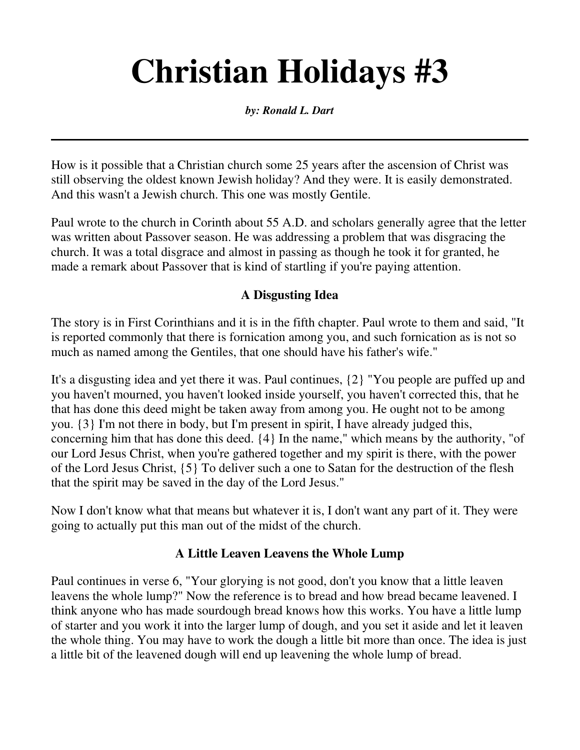# Christian Holidays #3

***by: Ronald L. Dart***

---

How is it possible that a Christian church some 25 years after the ascension of Christ was still observing the oldest known Jewish holiday? And they were. It is easily demonstrated. And this wasn't a Jewish church. This one was mostly Gentile.

Paul wrote to the church in Corinth about 55 A.D. and scholars generally agree that the letter was written about Passover season. He was addressing a problem that was disgracing the church. It was a total disgrace and almost in passing as though he took it for granted, he made a remark about Passover that is kind of startling if you're paying attention.

### A Disgusting Idea

The story is in First Corinthians and it is in the fifth chapter. Paul wrote to them and said, "It is reported commonly that there is fornication among you, and such fornication as is not so much as named among the Gentiles, that one should have his father's wife."

It's a disgusting idea and yet there it was. Paul continues, {2} "You people are puffed up and you haven't mourned, you haven't looked inside yourself, you haven't corrected this, that he that has done this deed might be taken away from among you. He ought not to be among you. {3} I'm not there in body, but I'm present in spirit, I have already judged this, concerning him that has done this deed. {4} In the name," which means by the authority, "of our Lord Jesus Christ, when you're gathered together and my spirit is there, with the power of the Lord Jesus Christ, {5} To deliver such a one to Satan for the destruction of the flesh that the spirit may be saved in the day of the Lord Jesus."

Now I don't know what that means but whatever it is, I don't want any part of it. They were going to actually put this man out of the midst of the church.

### A Little Leaven Leavens the Whole Lump

Paul continues in verse 6, "Your glorying is not good, don't you know that a little leaven leavens the whole lump?" Now the reference is to bread and how bread became leavened. I think anyone who has made sourdough bread knows how this works. You have a little lump of starter and you work it into the larger lump of dough, and you set it aside and let it leaven the whole thing. You may have to work the dough a little bit more than once. The idea is just a little bit of the leavened dough will end up leavening the whole lump of bread.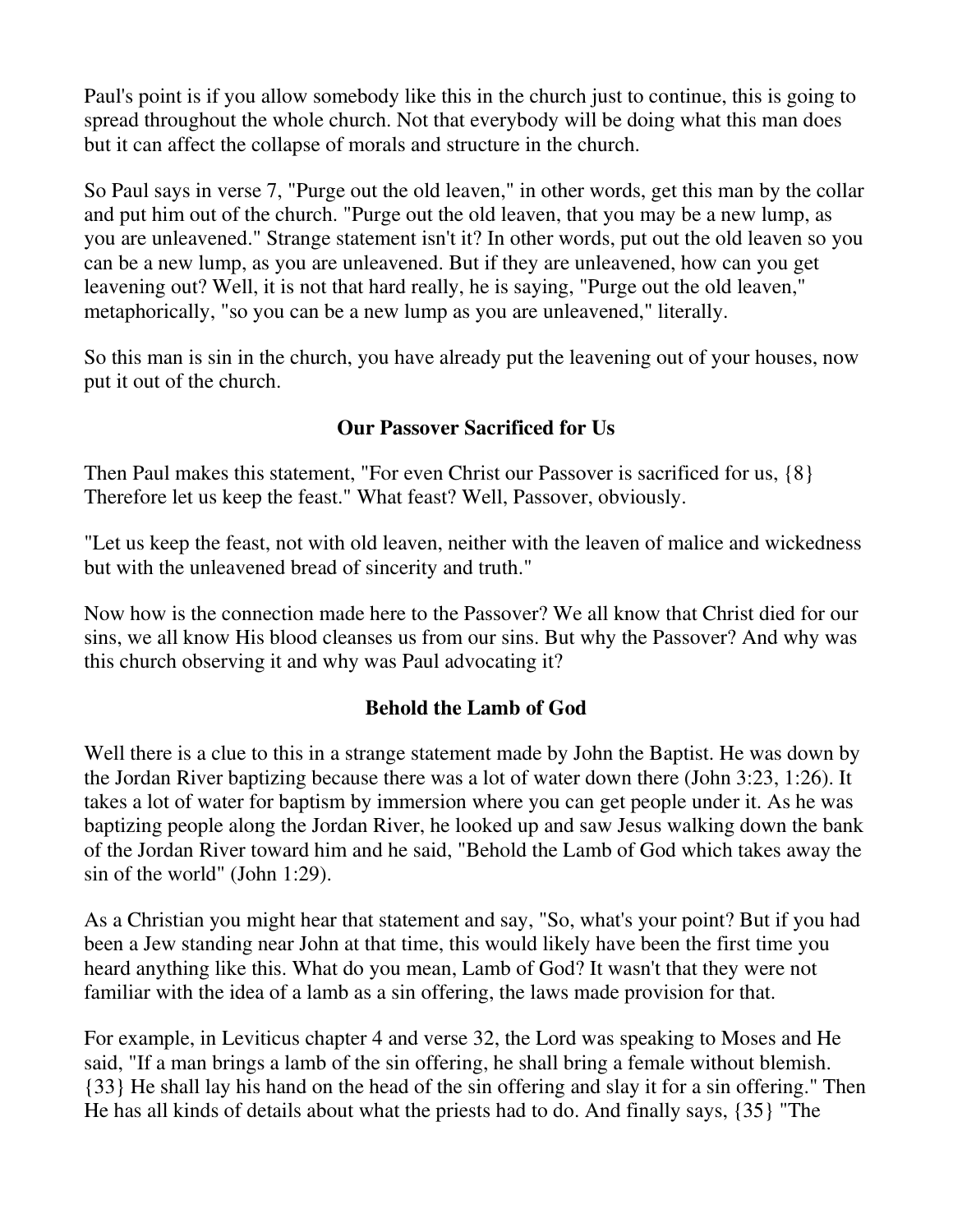Paul's point is if you allow somebody like this in the church just to continue, this is going to spread throughout the whole church. Not that everybody will be doing what this man does but it can affect the collapse of morals and structure in the church.

So Paul says in verse 7, "Purge out the old leaven," in other words, get this man by the collar and put him out of the church. "Purge out the old leaven, that you may be a new lump, as you are unleavened." Strange statement isn't it? In other words, put out the old leaven so you can be a new lump, as you are unleavened. But if they are unleavened, how can you get leavening out? Well, it is not that hard really, he is saying, "Purge out the old leaven," metaphorically, "so you can be a new lump as you are unleavened," literally.

So this man is sin in the church, you have already put the leavening out of your houses, now put it out of the church.

### Our Passover Sacrificed for Us

Then Paul makes this statement, "For even Christ our Passover is sacrificed for us, {8} Therefore let us keep the feast." What feast? Well, Passover, obviously.

"Let us keep the feast, not with old leaven, neither with the leaven of malice and wickedness but with the unleavened bread of sincerity and truth."

Now how is the connection made here to the Passover? We all know that Christ died for our sins, we all know His blood cleanses us from our sins. But why the Passover? And why was this church observing it and why was Paul advocating it?

### Behold the Lamb of God

Well there is a clue to this in a strange statement made by John the Baptist. He was down by the Jordan River baptizing because there was a lot of water down there (John 3:23, 1:26). It takes a lot of water for baptism by immersion where you can get people under it. As he was baptizing people along the Jordan River, he looked up and saw Jesus walking down the bank of the Jordan River toward him and he said, "Behold the Lamb of God which takes away the sin of the world" (John 1:29).

As a Christian you might hear that statement and say, "So, what's your point? But if you had been a Jew standing near John at that time, this would likely have been the first time you heard anything like this. What do you mean, Lamb of God? It wasn't that they were not familiar with the idea of a lamb as a sin offering, the laws made provision for that.

For example, in Leviticus chapter 4 and verse 32, the Lord was speaking to Moses and He said, "If a man brings a lamb of the sin offering, he shall bring a female without blemish. {33} He shall lay his hand on the head of the sin offering and slay it for a sin offering." Then He has all kinds of details about what the priests had to do. And finally says, {35} "The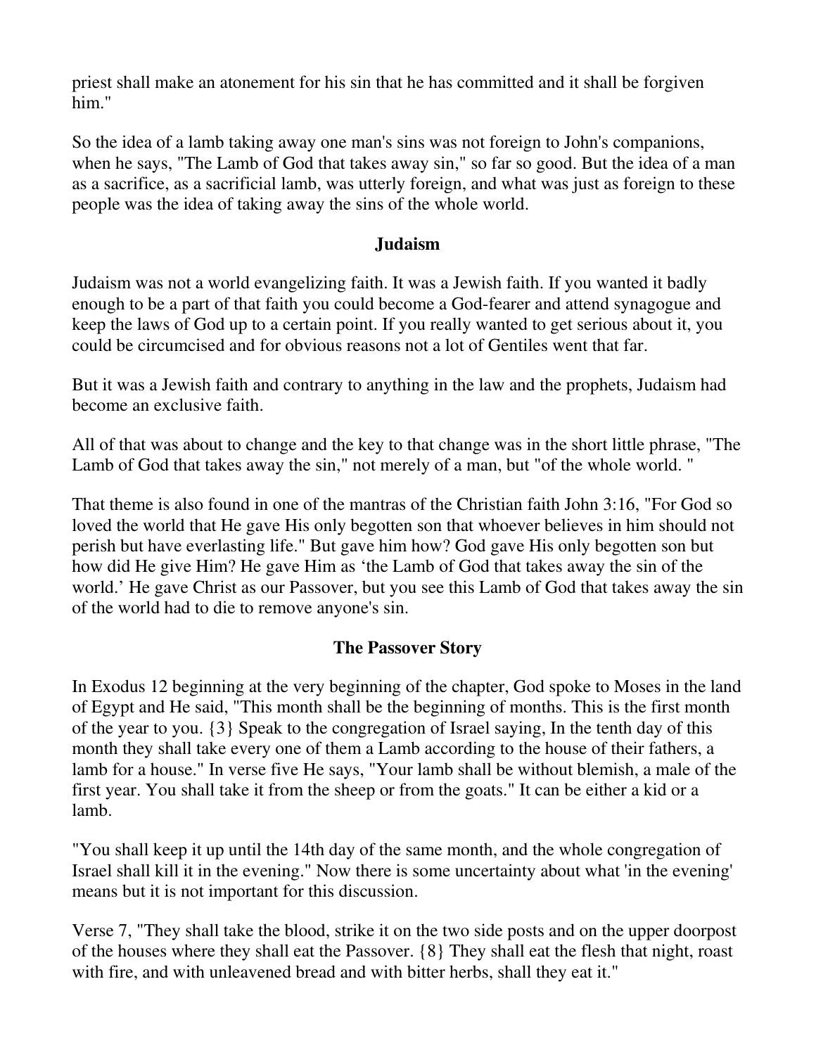priest shall make an atonement for his sin that he has committed and it shall be forgiven him."

So the idea of a lamb taking away one man's sins was not foreign to John's companions, when he says, "The Lamb of God that takes away sin," so far so good. But the idea of a man as a sacrifice, as a sacrificial lamb, was utterly foreign, and what was just as foreign to these people was the idea of taking away the sins of the whole world.

### Judaism

Judaism was not a world evangelizing faith. It was a Jewish faith. If you wanted it badly enough to be a part of that faith you could become a God-fearer and attend synagogue and keep the laws of God up to a certain point. If you really wanted to get serious about it, you could be circumcised and for obvious reasons not a lot of Gentiles went that far.

But it was a Jewish faith and contrary to anything in the law and the prophets, Judaism had become an exclusive faith.

All of that was about to change and the key to that change was in the short little phrase, "The Lamb of God that takes away the sin," not merely of a man, but "of the whole world. "

That theme is also found in one of the mantras of the Christian faith John 3:16, "For God so loved the world that He gave His only begotten son that whoever believes in him should not perish but have everlasting life." But gave him how? God gave His only begotten son but how did He give Him? He gave Him as 'the Lamb of God that takes away the sin of the world.' He gave Christ as our Passover, but you see this Lamb of God that takes away the sin of the world had to die to remove anyone's sin.

### The Passover Story

In Exodus 12 beginning at the very beginning of the chapter, God spoke to Moses in the land of Egypt and He said, "This month shall be the beginning of months. This is the first month of the year to you. {3} Speak to the congregation of Israel saying, In the tenth day of this month they shall take every one of them a Lamb according to the house of their fathers, a lamb for a house." In verse five He says, "Your lamb shall be without blemish, a male of the first year. You shall take it from the sheep or from the goats." It can be either a kid or a lamb.

"You shall keep it up until the 14th day of the same month, and the whole congregation of Israel shall kill it in the evening." Now there is some uncertainty about what 'in the evening' means but it is not important for this discussion.

Verse 7, "They shall take the blood, strike it on the two side posts and on the upper doorpost of the houses where they shall eat the Passover. {8} They shall eat the flesh that night, roast with fire, and with unleavened bread and with bitter herbs, shall they eat it."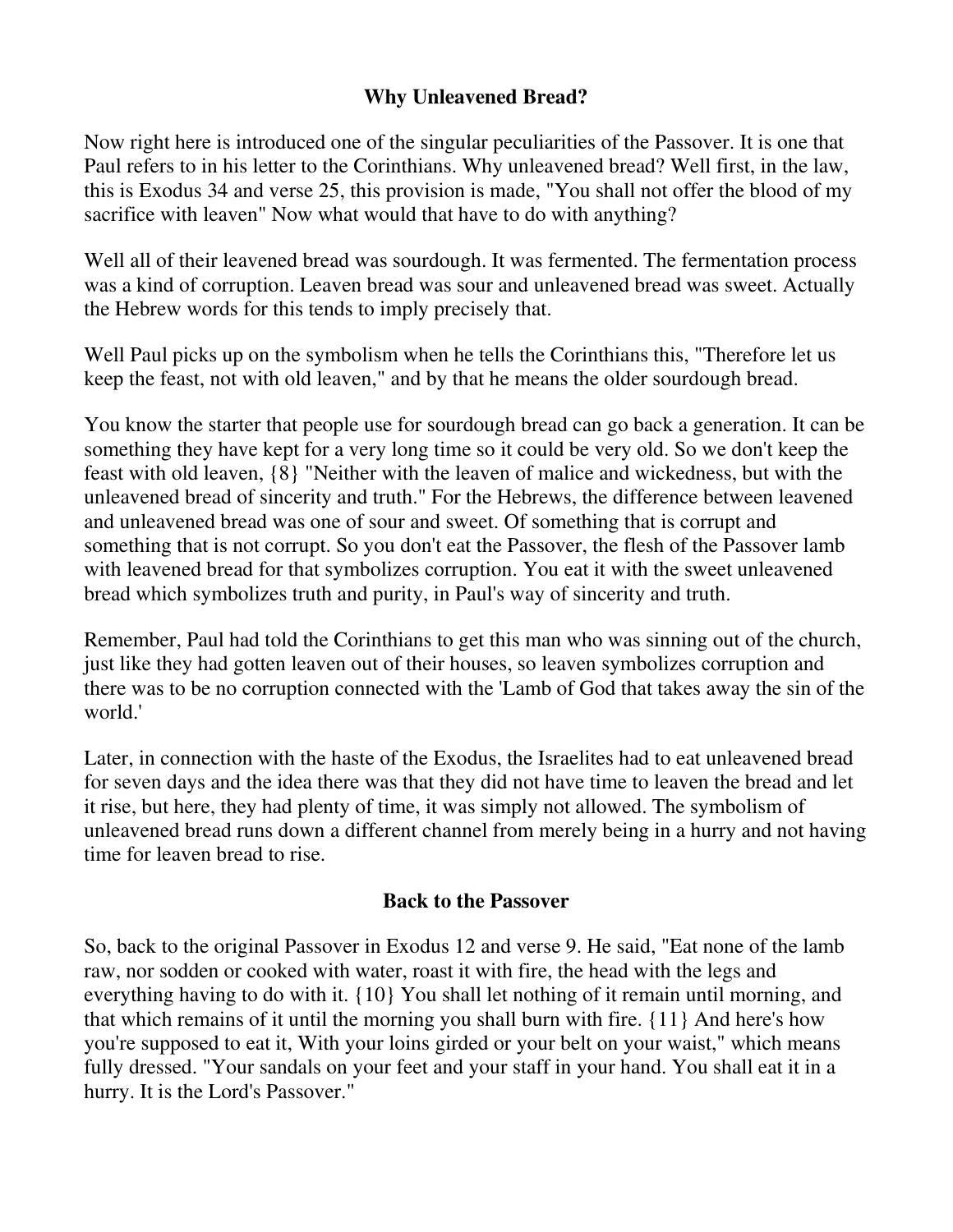## Why Unleavened Bread?

Now right here is introduced one of the singular peculiarities of the Passover. It is one that Paul refers to in his letter to the Corinthians. Why unleavened bread? Well first, in the law, this is Exodus 34 and verse 25, this provision is made, "You shall not offer the blood of my sacrifice with leaven" Now what would that have to do with anything?

Well all of their leavened bread was sourdough. It was fermented. The fermentation process was a kind of corruption. Leaven bread was sour and unleavened bread was sweet. Actually the Hebrew words for this tends to imply precisely that.

Well Paul picks up on the symbolism when he tells the Corinthians this, "Therefore let us keep the feast, not with old leaven," and by that he means the older sourdough bread.

You know the starter that people use for sourdough bread can go back a generation. It can be something they have kept for a very long time so it could be very old. So we don't keep the feast with old leaven, {8} "Neither with the leaven of malice and wickedness, but with the unleavened bread of sincerity and truth." For the Hebrews, the difference between leavened and unleavened bread was one of sour and sweet. Of something that is corrupt and something that is not corrupt. So you don't eat the Passover, the flesh of the Passover lamb with leavened bread for that symbolizes corruption. You eat it with the sweet unleavened bread which symbolizes truth and purity, in Paul's way of sincerity and truth.

Remember, Paul had told the Corinthians to get this man who was sinning out of the church, just like they had gotten leaven out of their houses, so leaven symbolizes corruption and there was to be no corruption connected with the 'Lamb of God that takes away the sin of the world.'

Later, in connection with the haste of the Exodus, the Israelites had to eat unleavened bread for seven days and the idea there was that they did not have time to leaven the bread and let it rise, but here, they had plenty of time, it was simply not allowed. The symbolism of unleavened bread runs down a different channel from merely being in a hurry and not having time for leaven bread to rise.

## Back to the Passover

So, back to the original Passover in Exodus 12 and verse 9. He said, "Eat none of the lamb raw, nor sodden or cooked with water, roast it with fire, the head with the legs and everything having to do with it. {10} You shall let nothing of it remain until morning, and that which remains of it until the morning you shall burn with fire. {11} And here's how you're supposed to eat it, With your loins girded or your belt on your waist," which means fully dressed. "Your sandals on your feet and your staff in your hand. You shall eat it in a hurry. It is the Lord's Passover."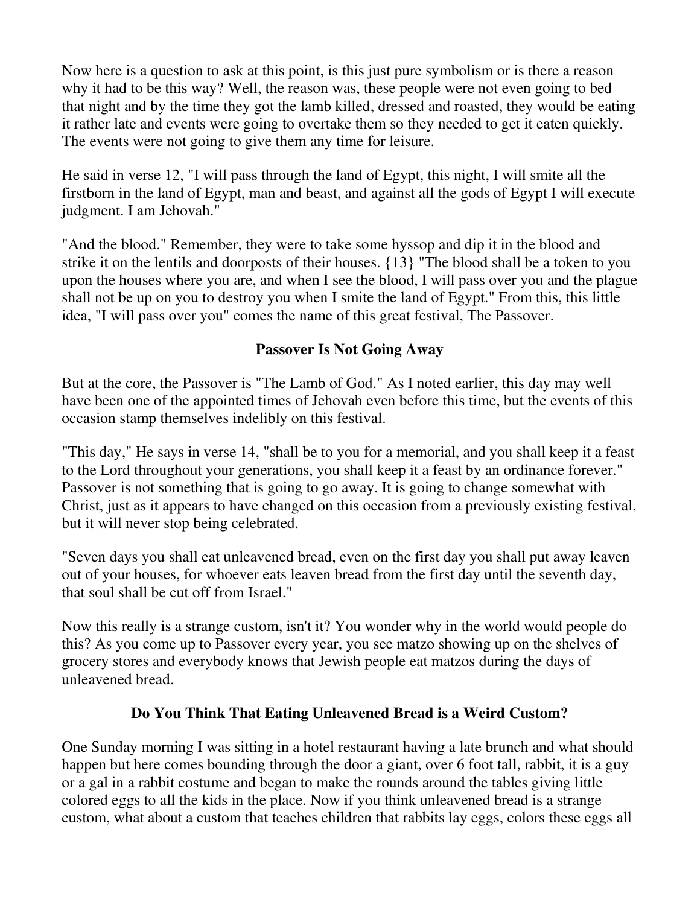Now here is a question to ask at this point, is this just pure symbolism or is there a reason why it had to be this way? Well, the reason was, these people were not even going to bed that night and by the time they got the lamb killed, dressed and roasted, they would be eating it rather late and events were going to overtake them so they needed to get it eaten quickly. The events were not going to give them any time for leisure.

He said in verse 12, "I will pass through the land of Egypt, this night, I will smite all the firstborn in the land of Egypt, man and beast, and against all the gods of Egypt I will execute judgment. I am Jehovah."

"And the blood." Remember, they were to take some hyssop and dip it in the blood and strike it on the lentils and doorposts of their houses. {13} "The blood shall be a token to you upon the houses where you are, and when I see the blood, I will pass over you and the plague shall not be up on you to destroy you when I smite the land of Egypt." From this, this little idea, "I will pass over you" comes the name of this great festival, The Passover.

### Passover Is Not Going Away

But at the core, the Passover is "The Lamb of God." As I noted earlier, this day may well have been one of the appointed times of Jehovah even before this time, but the events of this occasion stamp themselves indelibly on this festival.

"This day," He says in verse 14, "shall be to you for a memorial, and you shall keep it a feast to the Lord throughout your generations, you shall keep it a feast by an ordinance forever." Passover is not something that is going to go away. It is going to change somewhat with Christ, just as it appears to have changed on this occasion from a previously existing festival, but it will never stop being celebrated.

"Seven days you shall eat unleavened bread, even on the first day you shall put away leaven out of your houses, for whoever eats leaven bread from the first day until the seventh day, that soul shall be cut off from Israel."

Now this really is a strange custom, isn't it? You wonder why in the world would people do this? As you come up to Passover every year, you see matzo showing up on the shelves of grocery stores and everybody knows that Jewish people eat matzos during the days of unleavened bread.

### Do You Think That Eating Unleavened Bread is a Weird Custom?

One Sunday morning I was sitting in a hotel restaurant having a late brunch and what should happen but here comes bounding through the door a giant, over 6 foot tall, rabbit, it is a guy or a gal in a rabbit costume and began to make the rounds around the tables giving little colored eggs to all the kids in the place. Now if you think unleavened bread is a strange custom, what about a custom that teaches children that rabbits lay eggs, colors these eggs all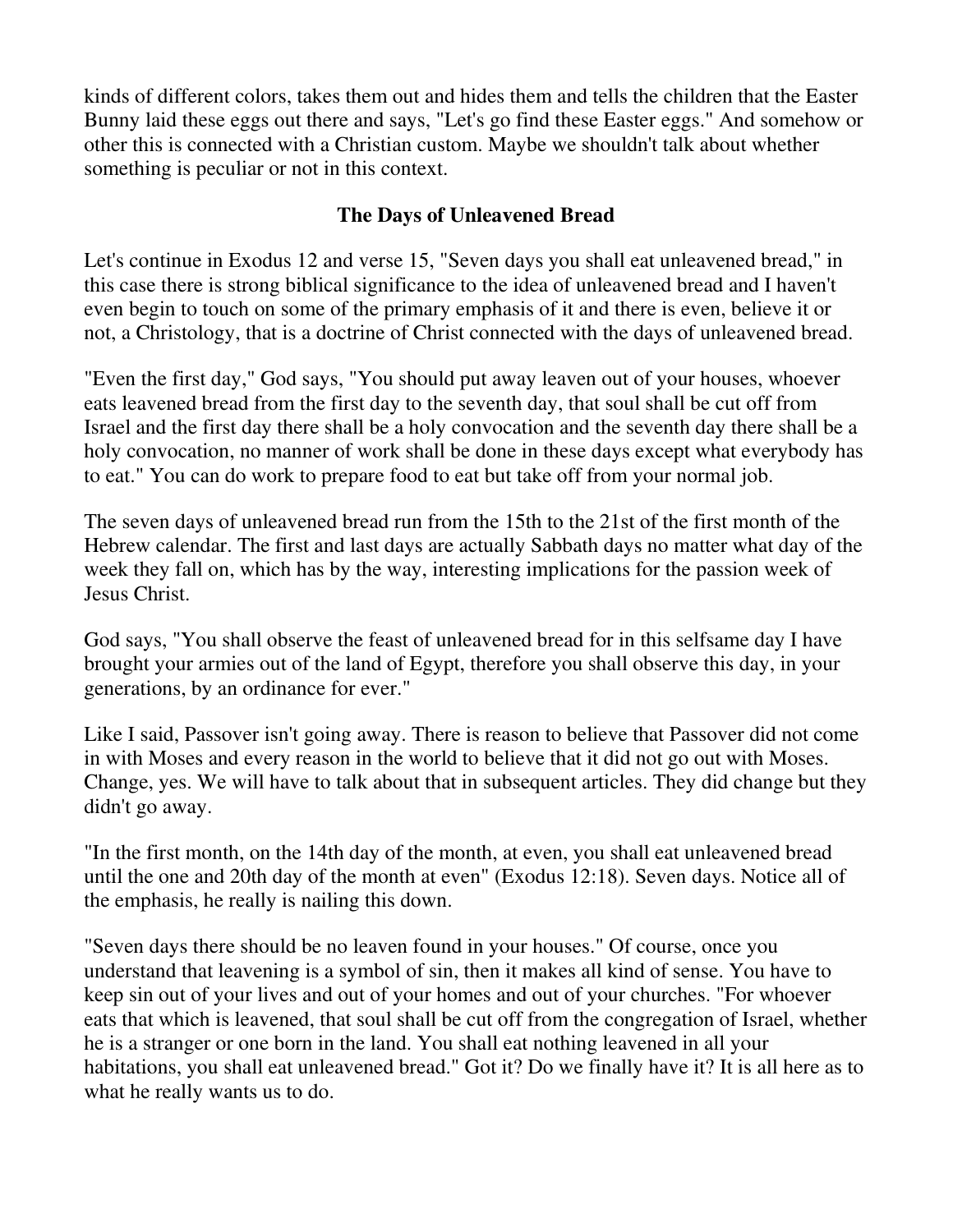kinds of different colors, takes them out and hides them and tells the children that the Easter Bunny laid these eggs out there and says, "Let's go find these Easter eggs." And somehow or other this is connected with a Christian custom. Maybe we shouldn't talk about whether something is peculiar or not in this context.

## The Days of Unleavened Bread

Let's continue in Exodus 12 and verse 15, "Seven days you shall eat unleavened bread," in this case there is strong biblical significance to the idea of unleavened bread and I haven't even begin to touch on some of the primary emphasis of it and there is even, believe it or not, a Christology, that is a doctrine of Christ connected with the days of unleavened bread.

"Even the first day," God says, "You should put away leaven out of your houses, whoever eats leavened bread from the first day to the seventh day, that soul shall be cut off from Israel and the first day there shall be a holy convocation and the seventh day there shall be a holy convocation, no manner of work shall be done in these days except what everybody has to eat." You can do work to prepare food to eat but take off from your normal job.

The seven days of unleavened bread run from the 15th to the 21st of the first month of the Hebrew calendar. The first and last days are actually Sabbath days no matter what day of the week they fall on, which has by the way, interesting implications for the passion week of Jesus Christ.

God says, "You shall observe the feast of unleavened bread for in this selfsame day I have brought your armies out of the land of Egypt, therefore you shall observe this day, in your generations, by an ordinance for ever."

Like I said, Passover isn't going away. There is reason to believe that Passover did not come in with Moses and every reason in the world to believe that it did not go out with Moses. Change, yes. We will have to talk about that in subsequent articles. They did change but they didn't go away.

"In the first month, on the 14th day of the month, at even, you shall eat unleavened bread until the one and 20th day of the month at even" (Exodus 12:18). Seven days. Notice all of the emphasis, he really is nailing this down.

"Seven days there should be no leaven found in your houses." Of course, once you understand that leavening is a symbol of sin, then it makes all kind of sense. You have to keep sin out of your lives and out of your homes and out of your churches. "For whoever eats that which is leavened, that soul shall be cut off from the congregation of Israel, whether he is a stranger or one born in the land. You shall eat nothing leavened in all your habitations, you shall eat unleavened bread." Got it? Do we finally have it? It is all here as to what he really wants us to do.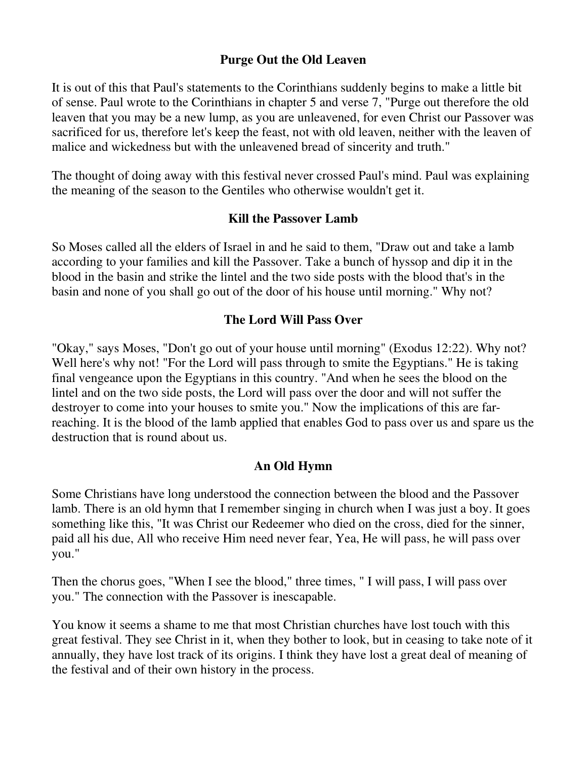## Purge Out the Old Leaven

It is out of this that Paul's statements to the Corinthians suddenly begins to make a little bit of sense. Paul wrote to the Corinthians in chapter 5 and verse 7, "Purge out therefore the old leaven that you may be a new lump, as you are unleavened, for even Christ our Passover was sacrificed for us, therefore let's keep the feast, not with old leaven, neither with the leaven of malice and wickedness but with the unleavened bread of sincerity and truth."

The thought of doing away with this festival never crossed Paul's mind. Paul was explaining the meaning of the season to the Gentiles who otherwise wouldn't get it.

## Kill the Passover Lamb

So Moses called all the elders of Israel in and he said to them, "Draw out and take a lamb according to your families and kill the Passover. Take a bunch of hyssop and dip it in the blood in the basin and strike the lintel and the two side posts with the blood that's in the basin and none of you shall go out of the door of his house until morning." Why not?

## The Lord Will Pass Over

"Okay," says Moses, "Don't go out of your house until morning" (Exodus 12:22). Why not? Well here's why not! "For the Lord will pass through to smite the Egyptians." He is taking final vengeance upon the Egyptians in this country. "And when he sees the blood on the lintel and on the two side posts, the Lord will pass over the door and will not suffer the destroyer to come into your houses to smite you." Now the implications of this are far-reaching. It is the blood of the lamb applied that enables God to pass over us and spare us the destruction that is round about us.

## An Old Hymn

Some Christians have long understood the connection between the blood and the Passover lamb. There is an old hymn that I remember singing in church when I was just a boy. It goes something like this, "It was Christ our Redeemer who died on the cross, died for the sinner, paid all his due, All who receive Him need never fear, Yea, He will pass, he will pass over you."

Then the chorus goes, "When I see the blood," three times, " I will pass, I will pass over you." The connection with the Passover is inescapable.

You know it seems a shame to me that most Christian churches have lost touch with this great festival. They see Christ in it, when they bother to look, but in ceasing to take note of it annually, they have lost track of its origins. I think they have lost a great deal of meaning of the festival and of their own history in the process.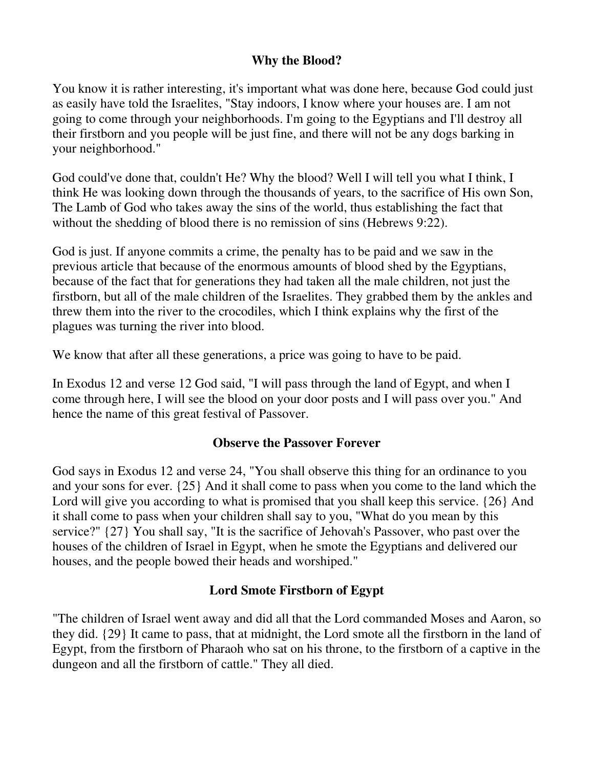## Why the Blood?

You know it is rather interesting, it's important what was done here, because God could just as easily have told the Israelites, "Stay indoors, I know where your houses are. I am not going to come through your neighborhoods. I'm going to the Egyptians and I'll destroy all their firstborn and you people will be just fine, and there will not be any dogs barking in your neighborhood."

God could've done that, couldn't He? Why the blood? Well I will tell you what I think, I think He was looking down through the thousands of years, to the sacrifice of His own Son, The Lamb of God who takes away the sins of the world, thus establishing the fact that without the shedding of blood there is no remission of sins (Hebrews 9:22).

God is just. If anyone commits a crime, the penalty has to be paid and we saw in the previous article that because of the enormous amounts of blood shed by the Egyptians, because of the fact that for generations they had taken all the male children, not just the firstborn, but all of the male children of the Israelites. They grabbed them by the ankles and threw them into the river to the crocodiles, which I think explains why the first of the plagues was turning the river into blood.

We know that after all these generations, a price was going to have to be paid.

In Exodus 12 and verse 12 God said, "I will pass through the land of Egypt, and when I come through here, I will see the blood on your door posts and I will pass over you." And hence the name of this great festival of Passover.

## Observe the Passover Forever

God says in Exodus 12 and verse 24, "You shall observe this thing for an ordinance to you and your sons for ever. {25} And it shall come to pass when you come to the land which the Lord will give you according to what is promised that you shall keep this service. {26} And it shall come to pass when your children shall say to you, "What do you mean by this service?" {27} You shall say, "It is the sacrifice of Jehovah's Passover, who past over the houses of the children of Israel in Egypt, when he smote the Egyptians and delivered our houses, and the people bowed their heads and worshiped."

## Lord Smote Firstborn of Egypt

"The children of Israel went away and did all that the Lord commanded Moses and Aaron, so they did. {29} It came to pass, that at midnight, the Lord smote all the firstborn in the land of Egypt, from the firstborn of Pharaoh who sat on his throne, to the firstborn of a captive in the dungeon and all the firstborn of cattle." They all died.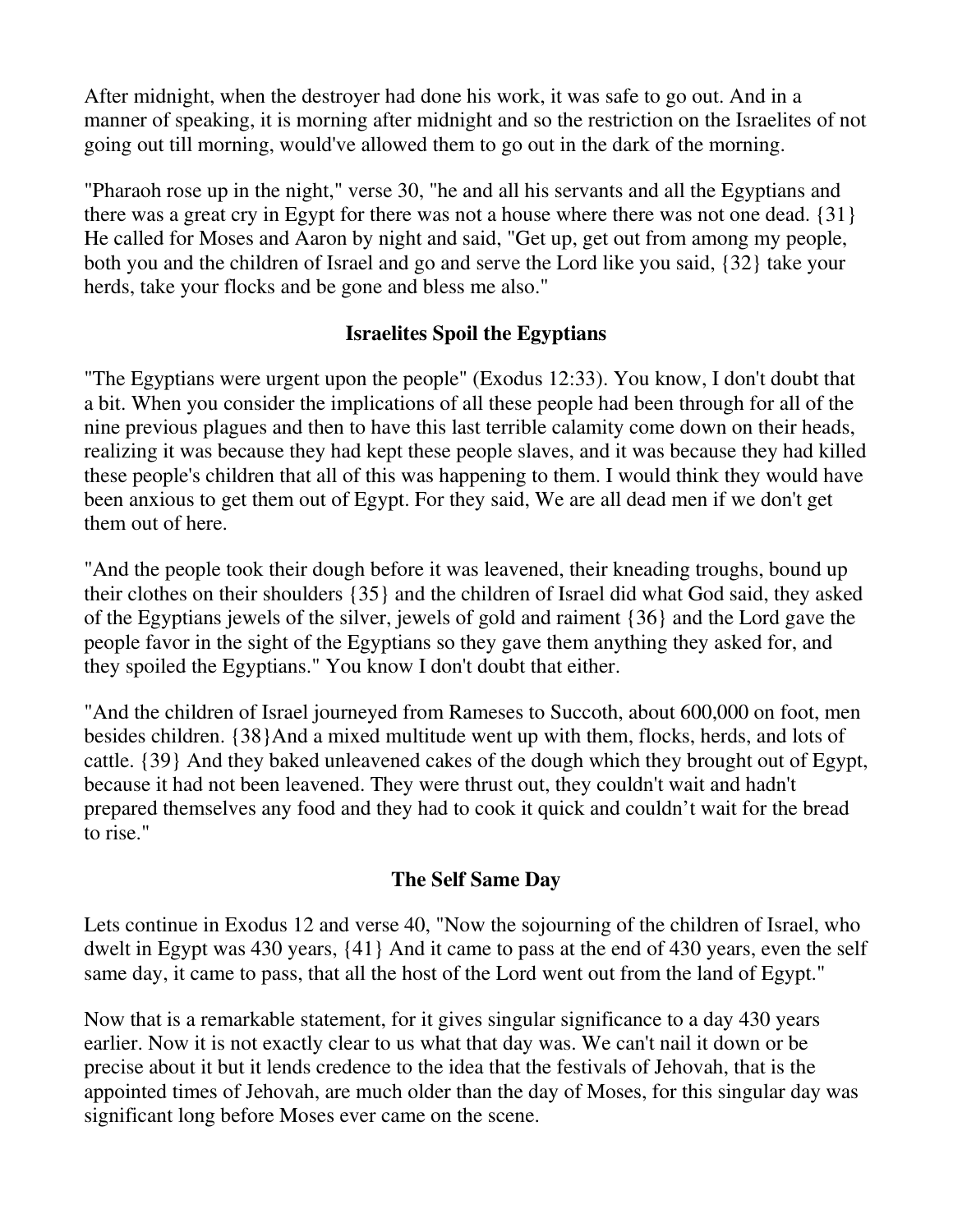After midnight, when the destroyer had done his work, it was safe to go out. And in a manner of speaking, it is morning after midnight and so the restriction on the Israelites of not going out till morning, would've allowed them to go out in the dark of the morning.

"Pharaoh rose up in the night," verse 30, "he and all his servants and all the Egyptians and there was a great cry in Egypt for there was not a house where there was not one dead. {31} He called for Moses and Aaron by night and said, "Get up, get out from among my people, both you and the children of Israel and go and serve the Lord like you said, {32} take your herds, take your flocks and be gone and bless me also."

### Israelites Spoil the Egyptians

"The Egyptians were urgent upon the people" (Exodus 12:33). You know, I don't doubt that a bit. When you consider the implications of all these people had been through for all of the nine previous plagues and then to have this last terrible calamity come down on their heads, realizing it was because they had kept these people slaves, and it was because they had killed these people's children that all of this was happening to them. I would think they would have been anxious to get them out of Egypt. For they said, We are all dead men if we don't get them out of here.

"And the people took their dough before it was leavened, their kneading troughs, bound up their clothes on their shoulders {35} and the children of Israel did what God said, they asked of the Egyptians jewels of the silver, jewels of gold and raiment {36} and the Lord gave the people favor in the sight of the Egyptians so they gave them anything they asked for, and they spoiled the Egyptians." You know I don't doubt that either.

"And the children of Israel journeyed from Rameses to Succoth, about 600,000 on foot, men besides children. {38}And a mixed multitude went up with them, flocks, herds, and lots of cattle. {39} And they baked unleavened cakes of the dough which they brought out of Egypt, because it had not been leavened. They were thrust out, they couldn't wait and hadn't prepared themselves any food and they had to cook it quick and couldn't wait for the bread to rise."

### The Self Same Day

Lets continue in Exodus 12 and verse 40, "Now the sojourning of the children of Israel, who dwelt in Egypt was 430 years, {41} And it came to pass at the end of 430 years, even the self same day, it came to pass, that all the host of the Lord went out from the land of Egypt."

Now that is a remarkable statement, for it gives singular significance to a day 430 years earlier. Now it is not exactly clear to us what that day was. We can't nail it down or be precise about it but it lends credence to the idea that the festivals of Jehovah, that is the appointed times of Jehovah, are much older than the day of Moses, for this singular day was significant long before Moses ever came on the scene.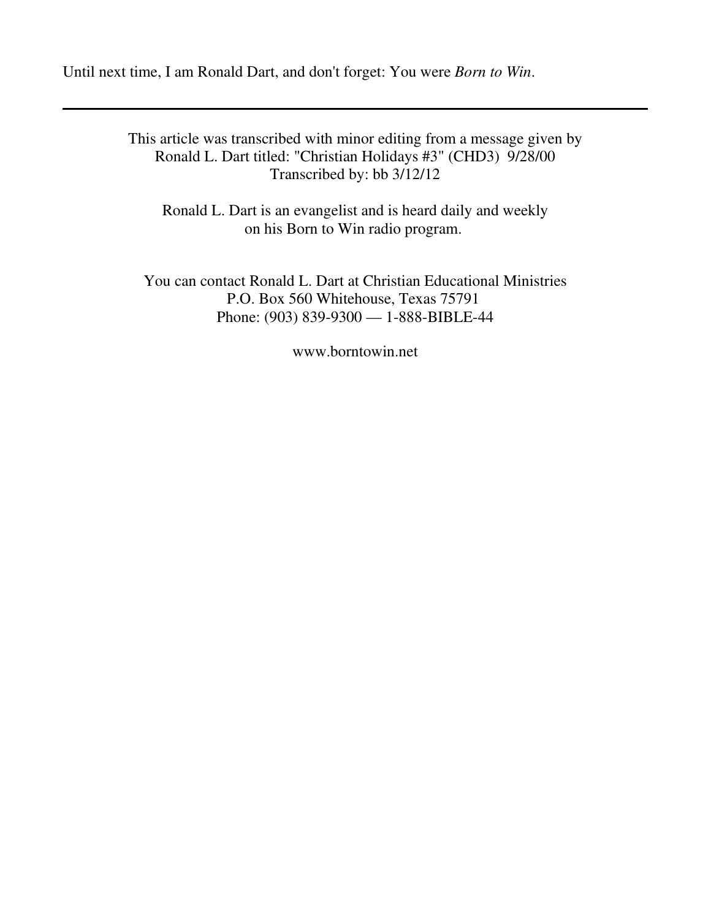Until next time, I am Ronald Dart, and don't forget: You were *Born to Win*.

---

This article was transcribed with minor editing from a message given by
Ronald L. Dart titled: "Christian Holidays #3" (CHD3) 9/28/00
Transcribed by: bb 3/12/12

Ronald L. Dart is an evangelist and is heard daily and weekly
on his Born to Win radio program.

You can contact Ronald L. Dart at Christian Educational Ministries
P.O. Box 560 Whitehouse, Texas 75791
Phone: (903) 839-9300 — 1-888-BIBLE-44

www.borntowin.net